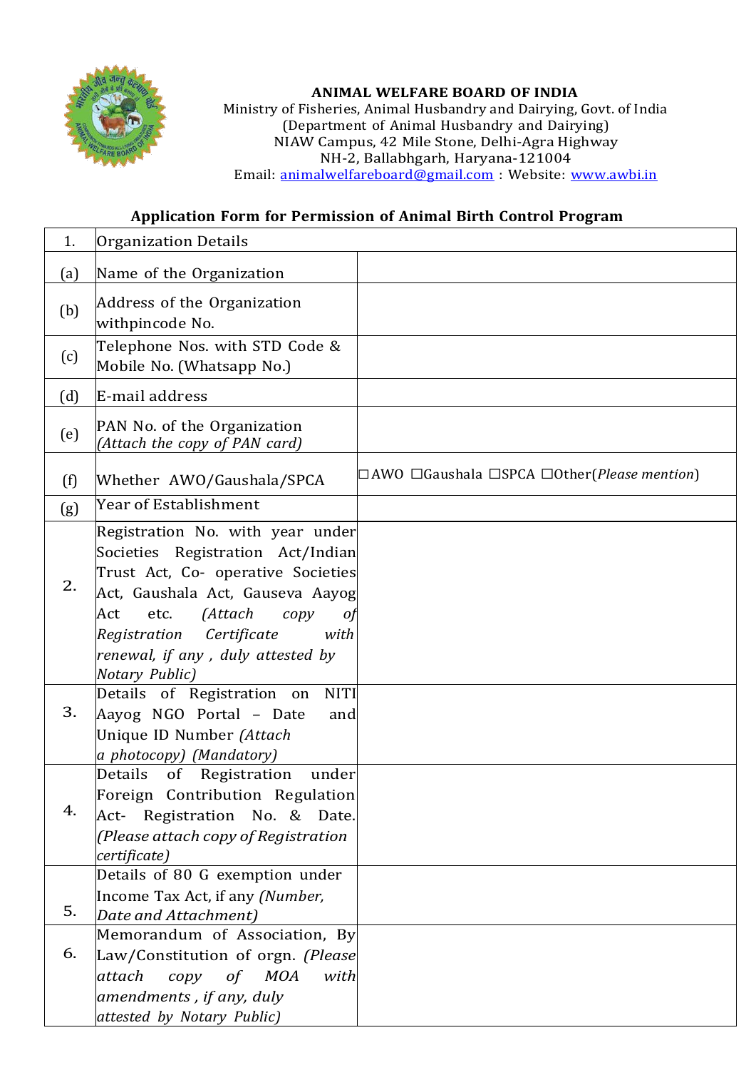**ANIMAL WELFARE BOARD OF INDIA**
Ministry of Fisheries, Animal Husbandry and Dairying, Govt. of India
(Department of Animal Husbandry and Dairying)
NIAW Campus, 42 Mile Stone, Delhi-Agra Highway
NH-2, Ballabhgarh, Haryana-121004
Email: animalwelfareboard@gmail.com : Website: www.awbi.in

## Application Form for Permission of Animal Birth Control Program

| 1. | Organization Details | |
|---|---|---|
| (a) | Name of the Organization | |
| (b) | Address of the Organization withpincode No. | |
| (c) | Telephone Nos. with STD Code & Mobile No. (Whatsapp No.) | |
| (d) | E-mail address | |
| (e) | PAN No. of the Organization *(Attach the copy of PAN card)* | |
| (f) | Whether AWO/Gaushala/SPCA | ☐AWO ☐Gaushala ☐SPCA ☐Other(*Please mention*) |
| (g) | Year of Establishment | |
| 2. | Registration No. with year under Societies Registration Act/Indian Trust Act, Co- operative Societies Act, Gaushala Act, Gauseva Aayog Act etc. *(Attach copy of Registration Certificate with renewal, if any , duly attested by Notary Public)* | |
| 3. | Details of Registration on NITI Aayog NGO Portal – Date and Unique ID Number *(Attach a photocopy) (Mandatory)* | |
| 4. | Details of Registration under Foreign Contribution Regulation Act- Registration No. & Date. *(Please attach copy of Registration certificate)* | |
| 5. | Details of 80 G exemption under Income Tax Act, if any *(Number, Date and Attachment)* | |
| 6. | Memorandum of Association, By Law/Constitution of orgn. *(Please attach copy of MOA with amendments , if any, duly attested by Notary Public)* | |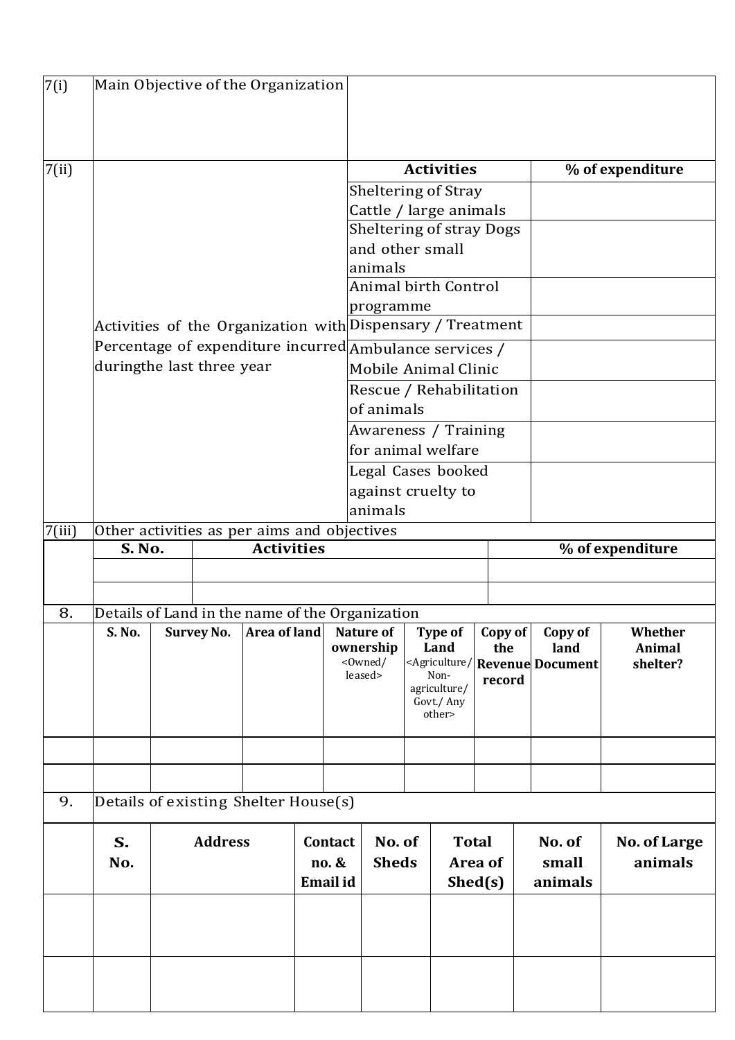| 7(i) | Main Objective of the Organization | | |
|---|---|---|---|
| 7(ii) | Activities of the Organization with Percentage of expenditure incurred duringthe last three year | **Activities** | **% of expenditure** |
| | | Sheltering of Stray Cattle / large animals | |
| | | Sheltering of stray Dogs and other small animals | |
| | | Animal birth Control programme | |
| | | Dispensary / Treatment | |
| | | Ambulance services / Mobile Animal Clinic | |
| | | Rescue / Rehabilitation of animals | |
| | | Awareness / Training for animal welfare | |
| | | Legal Cases booked against cruelty to animals | |

7(iii) Other activities as per aims and objectives

| S. No. | Activities | % of expenditure |
|---|---|---|
| | | |
| | | |

8. Details of Land in the name of the Organization

| S. No. | Survey No. | Area of land | Nature of ownership <Owned/ leased> | Type of Land <Agriculture/ Non-agriculture/ Govt./ Any other> | Copy of the Revenue record | Copy of land Document | Whether Animal shelter? |
|---|---|---|---|---|---|---|---|
| | | | | | | | |
| | | | | | | | |

9. Details of existing Shelter House(s)

| S. No. | Address | Contact no. & Email id | No. of Sheds | Total Area of Shed(s) | No. of small animals | No. of Large animals |
|---|---|---|---|---|---|---|
| | | | | | | |
| | | | | | | |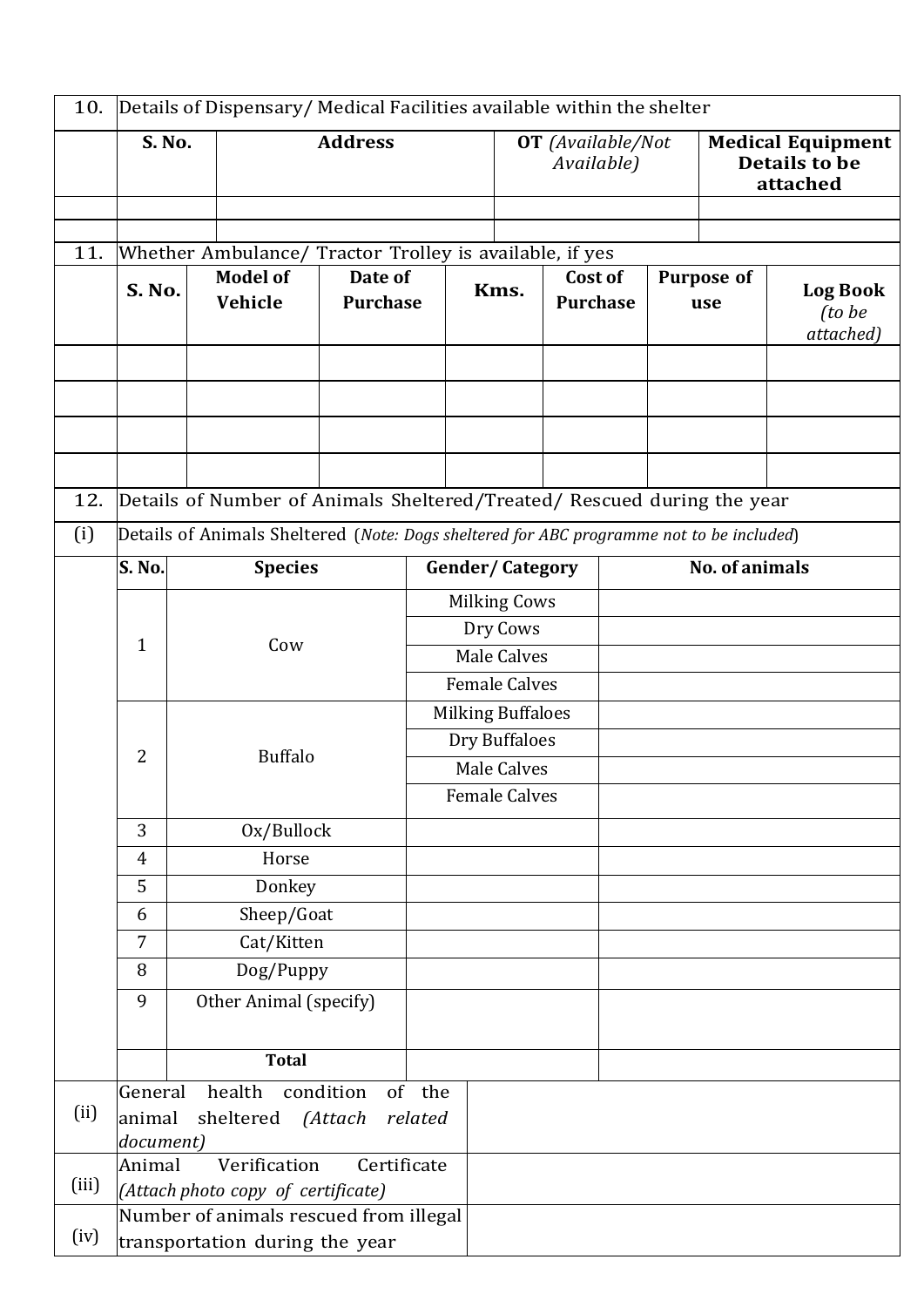| 10. | Details of Dispensary/ Medical Facilities available within the shelter | | | |
|---|---|---|---|---|
| | **S. No.** | **Address** | **OT** *(Available/Not Available)* | **Medical Equipment Details to be attached** |
| | | | | |
| | | | | |

| 11. | Whether Ambulance/ Tractor Trolley is available, if yes | | | | | | |
|---|---|---|---|---|---|---|---|
| | **S. No.** | **Model of Vehicle** | **Date of Purchase** | **Kms.** | **Cost of Purchase** | **Purpose of use** | **Log Book** *(to be attached)* |
| | | | | | | | |
| | | | | | | | |
| | | | | | | | |
| | | | | | | | |

| 12. | Details of Number of Animals Sheltered/Treated/ Rescued during the year | | | |
|---|---|---|---|---|
| (i) | Details of Animals Sheltered (*Note: Dogs sheltered for ABC programme not to be included*) | | | |
| | **S. No.** | **Species** | **Gender/ Category** | **No. of animals** |
| | 1 | Cow | Milking Cows | |
| | | | Dry Cows | |
| | | | Male Calves | |
| | | | Female Calves | |
| | 2 | Buffalo | Milking Buffaloes | |
| | | | Dry Buffaloes | |
| | | | Male Calves | |
| | | | Female Calves | |
| | 3 | Ox/Bullock | | |
| | 4 | Horse | | |
| | 5 | Donkey | | |
| | 6 | Sheep/Goat | | |
| | 7 | Cat/Kitten | | |
| | 8 | Dog/Puppy | | |
| | 9 | Other Animal (specify) | | |
| | | **Total** | | |

| | | |
|---|---|---|
| (ii) | General health condition of the animal sheltered *(Attach related document)* | |
| (iii) | Animal Verification Certificate *(Attach photo copy of certificate)* | |
| (iv) | Number of animals rescued from illegal transportation during the year | |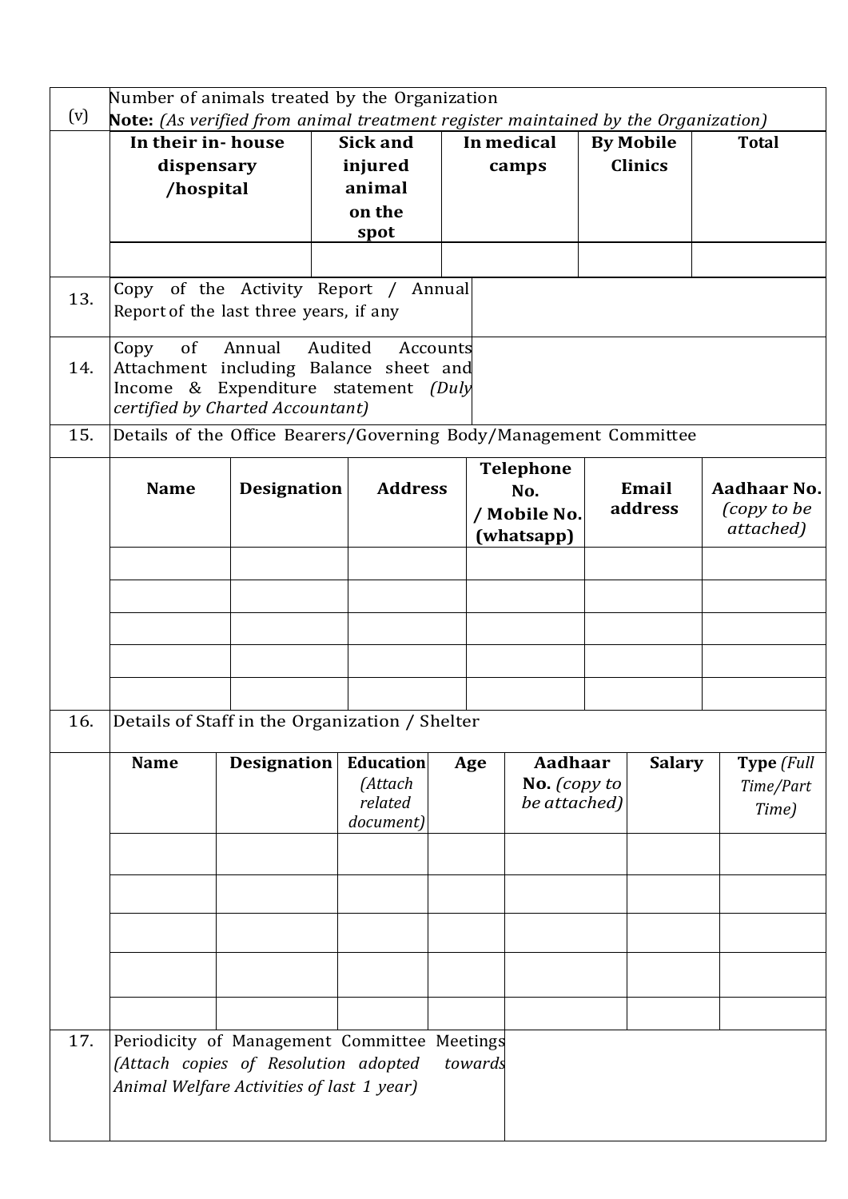(v) Number of animals treated by the Organization
**Note:** *(As verified from animal treatment register maintained by the Organization)*

| In their in-house dispensary /hospital | Sick and injured animal on the spot | In medical camps | By Mobile Clinics | Total |
|---|---|---|---|---|
| | | | | |

| | | |
|---|---|---|
| 13. | Copy of the Activity Report / Annual Report of the last three years, if any | |
| 14. | Copy of Annual Audited Accounts Attachment including Balance sheet and Income & Expenditure statement *(Duly certified by Charted Accountant)* | |

15. Details of the Office Bearers/Governing Body/Management Committee

| Name | Designation | Address | Telephone No. / Mobile No. (whatsapp) | Email address | Aadhaar No. *(copy to be attached)* |
|---|---|---|---|---|---|
| | | | | | |
| | | | | | |
| | | | | | |
| | | | | | |
| | | | | | |

16. Details of Staff in the Organization / Shelter

| Name | Designation | Education *(Attach related document)* | Age | Aadhaar No. *(copy to be attached)* | Salary | Type *(Full Time/Part Time)* |
|---|---|---|---|---|---|---|
| | | | | | | |
| | | | | | | |
| | | | | | | |
| | | | | | | |
| | | | | | | |

| | | |
|---|---|---|
| 17. | Periodicity of Management Committee Meetings *(Attach copies of Resolution adopted towards Animal Welfare Activities of last 1 year)* | |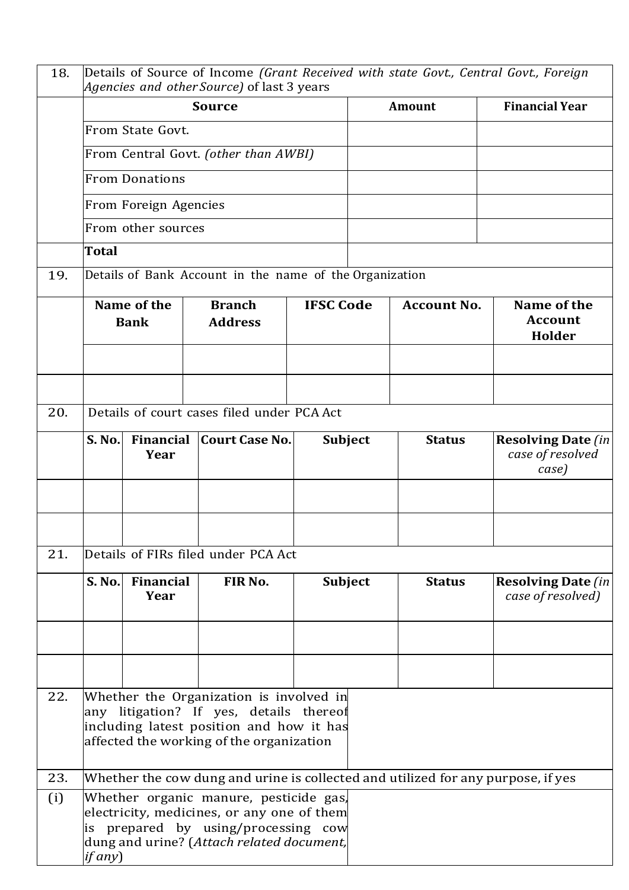| 18. | Details of Source of Income *(Grant Received with state Govt., Central Govt., Foreign Agencies and other Source)* of last 3 years | | |
|---|---|---|---|
| | **Source** | **Amount** | **Financial Year** |
| | From State Govt. | | |
| | From Central Govt. *(other than AWBI)* | | |
| | From Donations | | |
| | From Foreign Agencies | | |
| | From other sources | | |
| | **Total** | | |

| 19. | Details of Bank Account in the name of the Organization | | | | |
|---|---|---|---|---|---|
| | **Name of the Bank** | **Branch Address** | **IFSC Code** | **Account No.** | **Name of the Account Holder** |
| | | | | | |
| | | | | | |

| 20. | Details of court cases filed under PCA Act | | | | | |
|---|---|---|---|---|---|---|
| | **S. No.** | **Financial Year** | **Court Case No.** | **Subject** | **Status** | **Resolving Date** *(in case of resolved case)* |
| | | | | | | |
| | | | | | | |

| 21. | Details of FIRs filed under PCA Act | | | | | |
|---|---|---|---|---|---|---|
| | **S. No.** | **Financial Year** | **FIR No.** | **Subject** | **Status** | **Resolving Date** *(in case of resolved)* |
| | | | | | | |
| | | | | | | |

| 22. | Whether the Organization is involved in any litigation? If yes, details thereof including latest position and how it has affected the working of the organization | |
|---|---|---|
| 23. | Whether the cow dung and urine is collected and utilized for any purpose, if yes | |
| (i) | Whether organic manure, pesticide gas, electricity, medicines, or any one of them is prepared by using/processing cow dung and urine? (*Attach related document, if any*) | |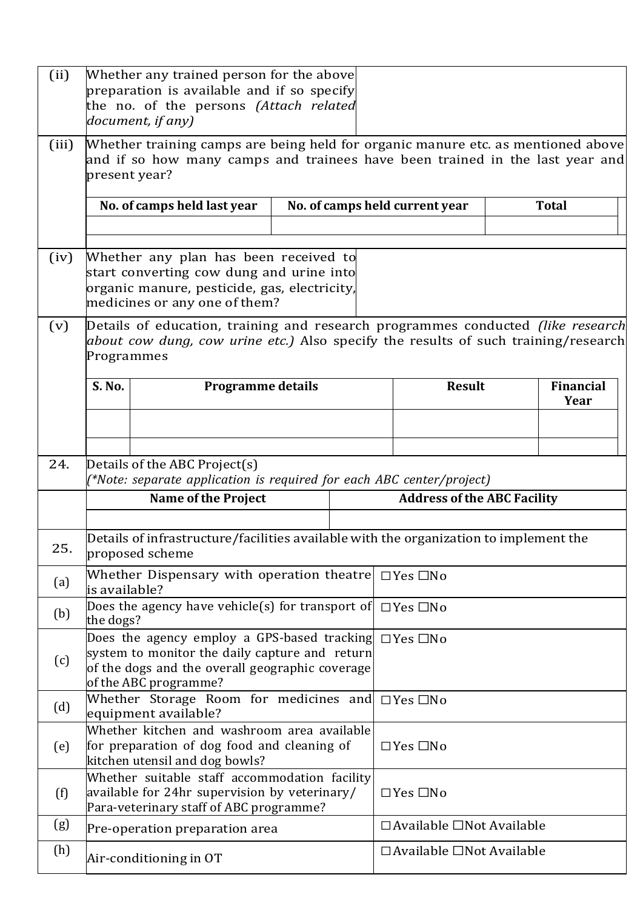| (ii) | Whether any trained person for the above preparation is available and if so specify the no. of the persons *(Attach related document, if any)* | |
|---|---|---|

| (iii) | Whether training camps are being held for organic manure etc. as mentioned above and if so how many camps and trainees have been trained in the last year and present year? |
|---|---|

| No. of camps held last year | No. of camps held current year | Total |
|---|---|---|
| | | |

| (iv) | Whether any plan has been received to start converting cow dung and urine into organic manure, pesticide, gas, electricity, medicines or any one of them? | |
|---|---|---|

| (v) | Details of education, training and research programmes conducted *(like research about cow dung, cow urine etc.)* Also specify the results of such training/research Programmes |
|---|---|

| S. No. | Programme details | Result | Financial Year |
|---|---|---|---|
| | | | |
| | | | |

| 24. | Details of the ABC Project(s) *(\*Note: separate application is required for each ABC center/project)* |
|---|---|

| Name of the Project | Address of the ABC Facility |
|---|---|
| | |

| 25. | Details of infrastructure/facilities available with the organization to implement the proposed scheme | |
|---|---|---|
| (a) | Whether Dispensary with operation theatre is available? | ☐Yes ☐No |
| (b) | Does the agency have vehicle(s) for transport of the dogs? | ☐Yes ☐No |
| (c) | Does the agency employ a GPS-based tracking system to monitor the daily capture and return of the dogs and the overall geographic coverage of the ABC programme? | ☐Yes ☐No |
| (d) | Whether Storage Room for medicines and equipment available? | ☐Yes ☐No |
| (e) | Whether kitchen and washroom area available for preparation of dog food and cleaning of kitchen utensil and dog bowls? | ☐Yes ☐No |
| (f) | Whether suitable staff accommodation facility available for 24hr supervision by veterinary/ Para-veterinary staff of ABC programme? | ☐Yes ☐No |
| (g) | Pre-operation preparation area | ☐Available ☐Not Available |
| (h) | Air-conditioning in OT | ☐Available ☐Not Available |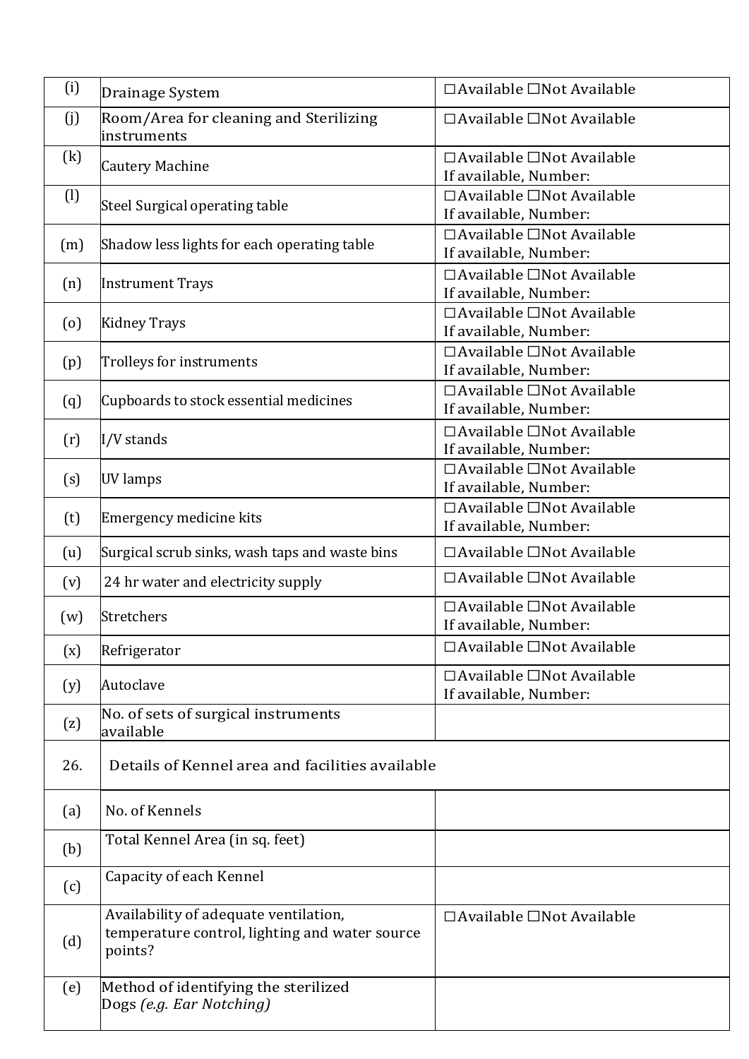| | | |
|---|---|---|
| (i) | Drainage System | ☐Available ☐Not Available |
| (j) | Room/Area for cleaning and Sterilizing instruments | ☐Available ☐Not Available |
| (k) | Cautery Machine | ☐Available ☐Not Available<br>If available, Number: |
| (l) | Steel Surgical operating table | ☐Available ☐Not Available<br>If available, Number: |
| (m) | Shadow less lights for each operating table | ☐Available ☐Not Available<br>If available, Number: |
| (n) | Instrument Trays | ☐Available ☐Not Available<br>If available, Number: |
| (o) | Kidney Trays | ☐Available ☐Not Available<br>If available, Number: |
| (p) | Trolleys for instruments | ☐Available ☐Not Available<br>If available, Number: |
| (q) | Cupboards to stock essential medicines | ☐Available ☐Not Available<br>If available, Number: |
| (r) | I/V stands | ☐Available ☐Not Available<br>If available, Number: |
| (s) | UV lamps | ☐Available ☐Not Available<br>If available, Number: |
| (t) | Emergency medicine kits | ☐Available ☐Not Available<br>If available, Number: |
| (u) | Surgical scrub sinks, wash taps and waste bins | ☐Available ☐Not Available |
| (v) | 24 hr water and electricity supply | ☐Available ☐Not Available |
| (w) | Stretchers | ☐Available ☐Not Available<br>If available, Number: |
| (x) | Refrigerator | ☐Available ☐Not Available |
| (y) | Autoclave | ☐Available ☐Not Available<br>If available, Number: |
| (z) | No. of sets of surgical instruments available | |
| 26. | Details of Kennel area and facilities available | |
| (a) | No. of Kennels | |
| (b) | Total Kennel Area (in sq. feet) | |
| (c) | Capacity of each Kennel | |
| (d) | Availability of adequate ventilation, temperature control, lighting and water source points? | ☐Available ☐Not Available |
| (e) | Method of identifying the sterilized Dogs *(e.g. Ear Notching)* | |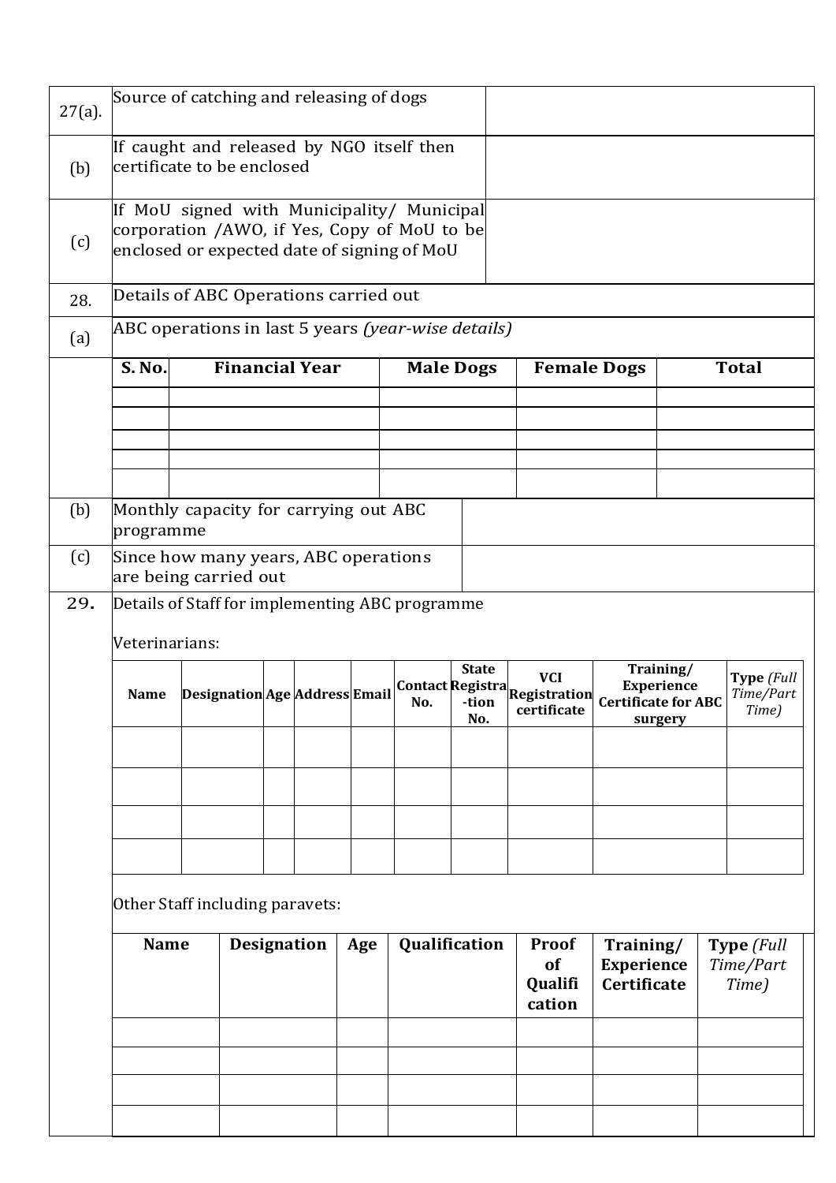| | | |
|---|---|---|
| 27(a). | Source of catching and releasing of dogs | |
| (b) | If caught and released by NGO itself then certificate to be enclosed | |
| (c) | If MoU signed with Municipality/ Municipal corporation /AWO, if Yes, Copy of MoU to be enclosed or expected date of signing of MoU | |
| 28. | Details of ABC Operations carried out | |
| (a) | ABC operations in last 5 years *(year-wise details)* | |

| S. No. | Financial Year | Male Dogs | Female Dogs | Total |
|---|---|---|---|---|
| | | | | |
| | | | | |
| | | | | |
| | | | | |
| | | | | |

| | | |
|---|---|---|
| (b) | Monthly capacity for carrying out ABC programme | |
| (c) | Since how many years, ABC operations are being carried out | |
| 29. | Details of Staff for implementing ABC programme | |

Veterinarians:

| Name | Designation | Age | Address | Email | Contact No. | State Registra-tion No. | VCI Registration certificate | Training/ Experience Certificate for ABC surgery | Type *(Full Time/Part Time)* |
|---|---|---|---|---|---|---|---|---|---|
| | | | | | | | | | |
| | | | | | | | | | |
| | | | | | | | | | |
| | | | | | | | | | |

Other Staff including paravets:

| Name | Designation | Age | Qualification | Proof of Qualification | Training/ Experience Certificate | Type *(Full Time/Part Time)* |
|---|---|---|---|---|---|---|
| | | | | | | |
| | | | | | | |
| | | | | | | |
| | | | | | | |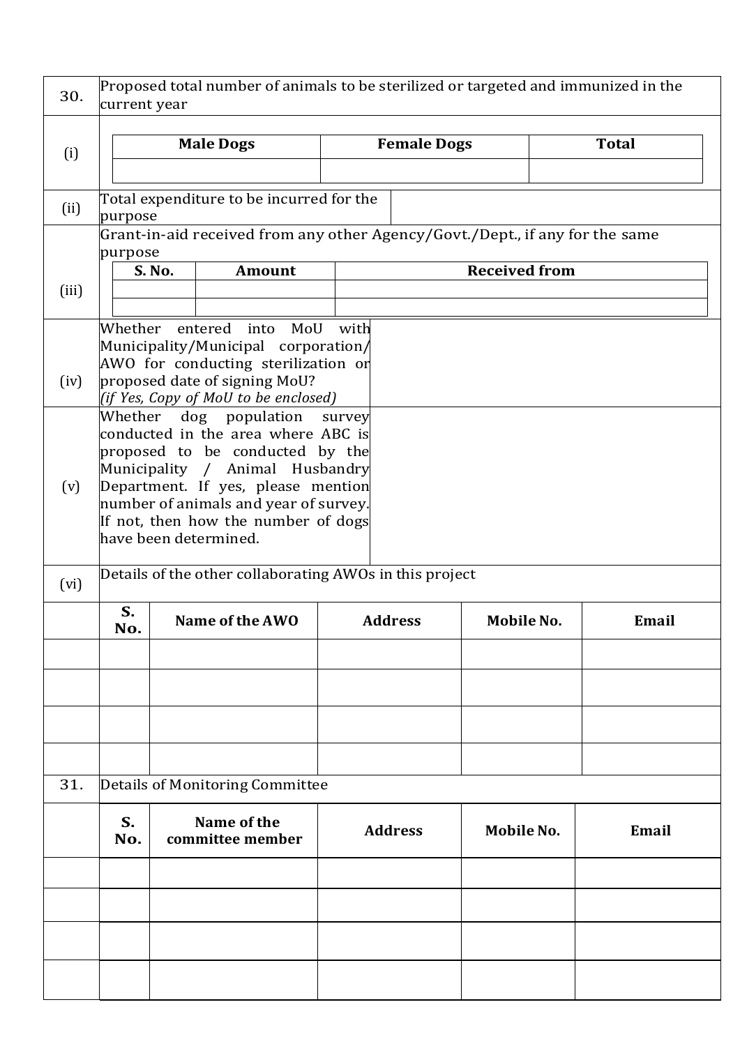| 30. | Proposed total number of animals to be sterilized or targeted and immunized in the current year |
|---|---|

(i)

| Male Dogs | Female Dogs | Total |
|---|---|---|
| | | |

| (ii) | Total expenditure to be incurred for the purpose | |
|---|---|---|

(iii) Grant-in-aid received from any other Agency/Govt./Dept., if any for the same purpose

| S. No. | Amount | Received from |
|---|---|---|
| | | |
| | | |

| | | |
|---|---|---|
| (iv) | Whether entered into MoU with Municipality/Municipal corporation/ AWO for conducting sterilization or proposed date of signing MoU? *(if Yes, Copy of MoU to be enclosed)* | |
| (v) | Whether dog population survey conducted in the area where ABC is proposed to be conducted by the Municipality / Animal Husbandry Department. If yes, please mention number of animals and year of survey. If not, then how the number of dogs have been determined. | |

(vi) Details of the other collaborating AWOs in this project

| S. No. | Name of the AWO | Address | Mobile No. | Email |
|---|---|---|---|---|
| | | | | |
| | | | | |
| | | | | |
| | | | | |

31. Details of Monitoring Committee

| S. No. | Name of the committee member | Address | Mobile No. | Email |
|---|---|---|---|---|
| | | | | |
| | | | | |
| | | | | |
| | | | | |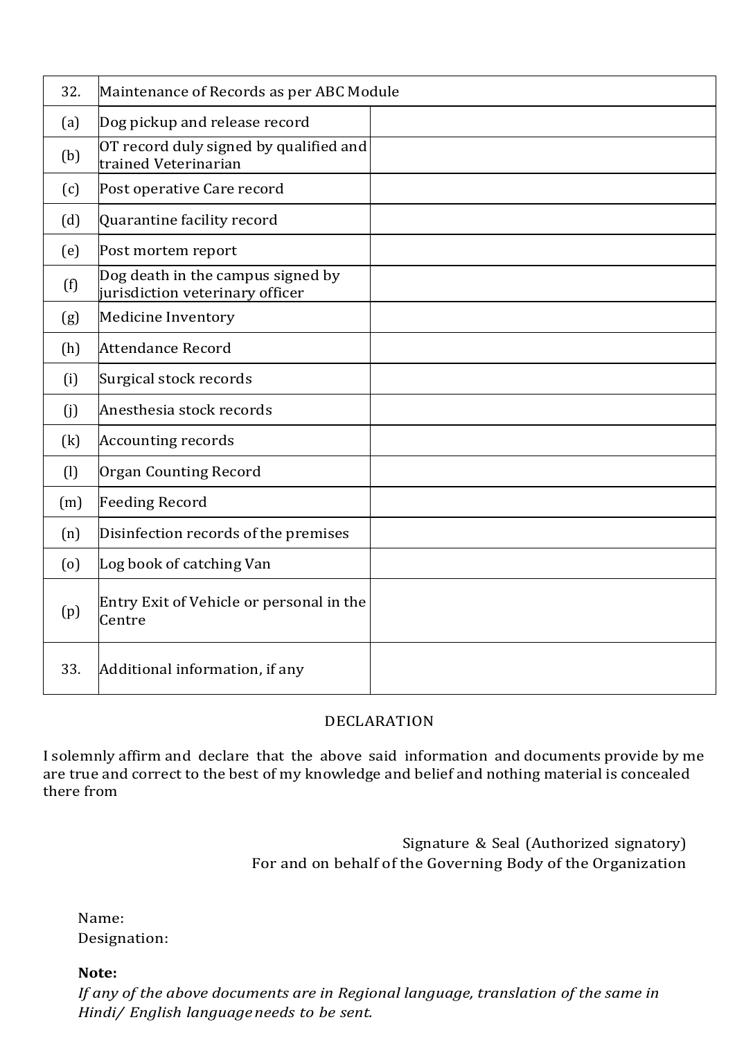| | | |
|---|---|---|
| 32. | Maintenance of Records as per ABC Module | |
| (a) | Dog pickup and release record | |
| (b) | OT record duly signed by qualified and trained Veterinarian | |
| (c) | Post operative Care record | |
| (d) | Quarantine facility record | |
| (e) | Post mortem report | |
| (f) | Dog death in the campus signed by jurisdiction veterinary officer | |
| (g) | Medicine Inventory | |
| (h) | Attendance Record | |
| (i) | Surgical stock records | |
| (j) | Anesthesia stock records | |
| (k) | Accounting records | |
| (l) | Organ Counting Record | |
| (m) | Feeding Record | |
| (n) | Disinfection records of the premises | |
| (o) | Log book of catching Van | |
| (p) | Entry Exit of Vehicle or personal in the Centre | |
| 33. | Additional information, if any | |

DECLARATION

I solemnly affirm and declare that the above said information and documents provide by me are true and correct to the best of my knowledge and belief and nothing material is concealed there from

Signature & Seal (Authorized signatory)
For and on behalf of the Governing Body of the Organization

Name:
Designation:

**Note:**
*If any of the above documents are in Regional language, translation of the same in Hindi/ English language needs to be sent.*